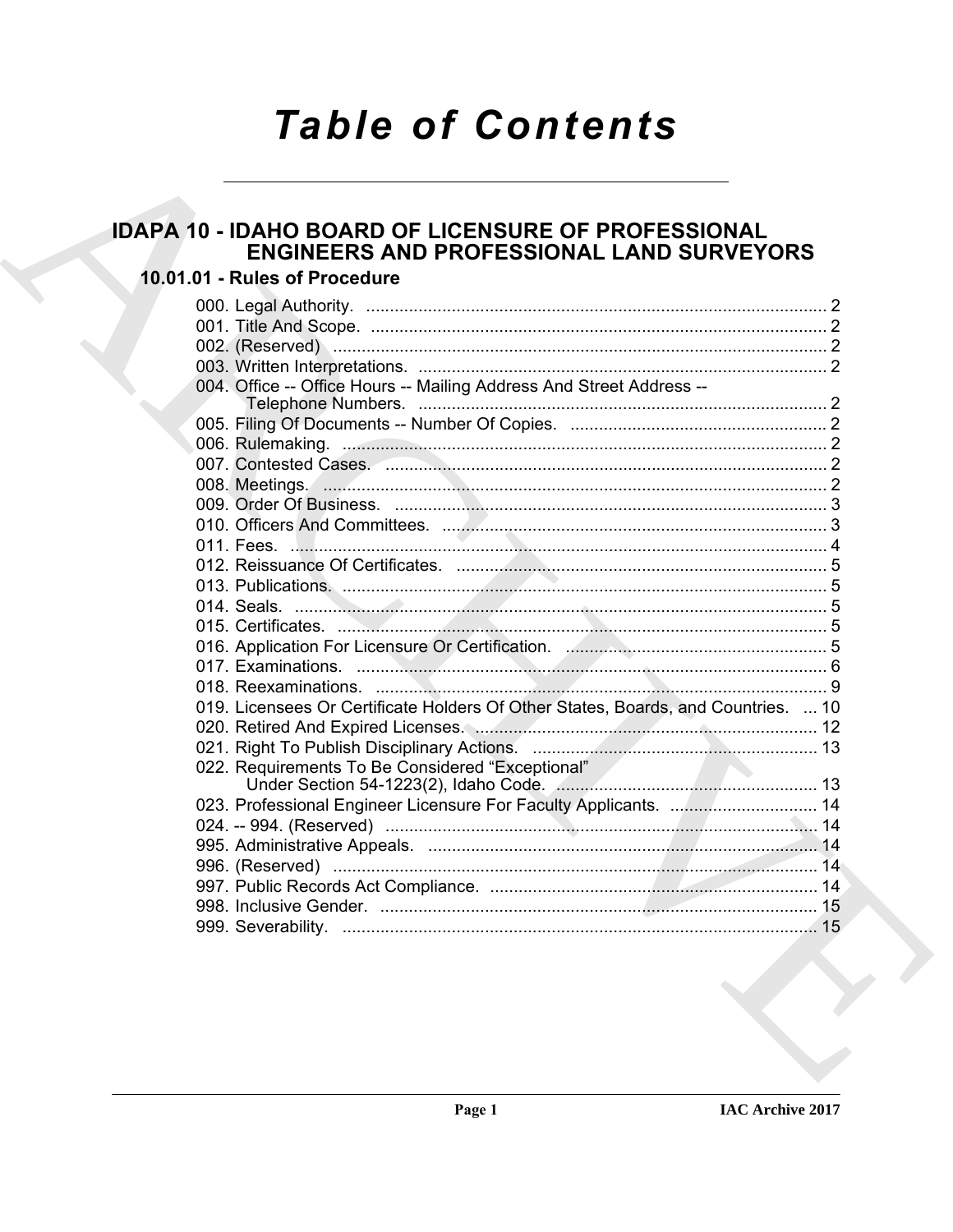# Table of Contents

## IDAPA 10 - IDAHO BOARD OF LICENSURE OF PROFESSIONAL ENGINEERS AND PROFESSIONAL LAND SURVEYORS

### 10.01.01 - Rules of Procedure

000. Legal Authority. .......... 2
001. Title And Scope. .......... 2
002. (Reserved) .......... 2
003. Written Interpretations. .......... 2
004. Office -- Office Hours -- Mailing Address And Street Address -- Telephone Numbers. .......... 2
005. Filing Of Documents -- Number Of Copies. .......... 2
006. Rulemaking. .......... 2
007. Contested Cases. .......... 2
008. Meetings. .......... 2
009. Order Of Business. .......... 3
010. Officers And Committees. .......... 3
011. Fees. .......... 4
012. Reissuance Of Certificates. .......... 5
013. Publications. .......... 5
014. Seals. .......... 5
015. Certificates. .......... 5
016. Application For Licensure Or Certification. .......... 5
017. Examinations. .......... 6
018. Reexaminations. .......... 9
019. Licensees Or Certificate Holders Of Other States, Boards, and Countries. .......... 10
020. Retired And Expired Licenses. .......... 12
021. Right To Publish Disciplinary Actions. .......... 13
022. Requirements To Be Considered "Exceptional" Under Section 54-1223(2), Idaho Code. .......... 13
023. Professional Engineer Licensure For Faculty Applicants. .......... 14
024. -- 994. (Reserved) .......... 14
995. Administrative Appeals. .......... 14
996. (Reserved) .......... 14
997. Public Records Act Compliance. .......... 14
998. Inclusive Gender. .......... 15
999. Severability. .......... 15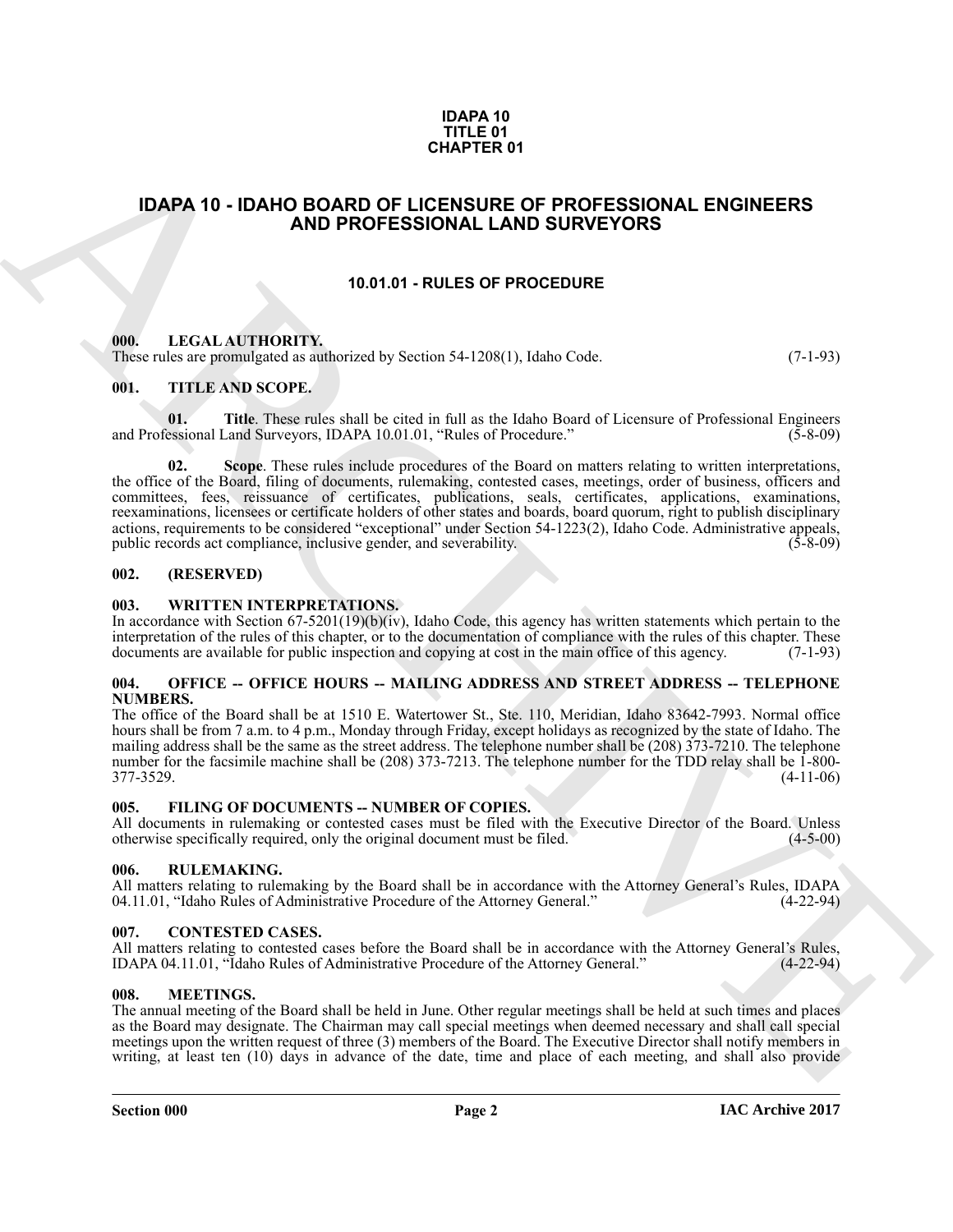**IDAPA 10**
**TITLE 01**
**CHAPTER 01**

# IDAPA 10 - IDAHO BOARD OF LICENSURE OF PROFESSIONAL ENGINEERS AND PROFESSIONAL LAND SURVEYORS

## 10.01.01 - RULES OF PROCEDURE

### 000. LEGAL AUTHORITY.

These rules are promulgated as authorized by Section 54-1208(1), Idaho Code. (7-1-93)

### 001. TITLE AND SCOPE.

**01. Title**. These rules shall be cited in full as the Idaho Board of Licensure of Professional Engineers and Professional Land Surveyors, IDAPA 10.01.01, "Rules of Procedure." (5-8-09)

**02. Scope**. These rules include procedures of the Board on matters relating to written interpretations, the office of the Board, filing of documents, rulemaking, contested cases, meetings, order of business, officers and committees, fees, reissuance of certificates, publications, seals, certificates, applications, examinations, reexaminations, licensees or certificate holders of other states and boards, board quorum, right to publish disciplinary actions, requirements to be considered "exceptional" under Section 54-1223(2), Idaho Code. Administrative appeals, public records act compliance, inclusive gender, and severability. (5-8-09)

### 002. (RESERVED)

### 003. WRITTEN INTERPRETATIONS.

In accordance with Section 67-5201(19)(b)(iv), Idaho Code, this agency has written statements which pertain to the interpretation of the rules of this chapter, or to the documentation of compliance with the rules of this chapter. These documents are available for public inspection and copying at cost in the main office of this agency. (7-1-93)

### 004. OFFICE -- OFFICE HOURS -- MAILING ADDRESS AND STREET ADDRESS -- TELEPHONE NUMBERS.

The office of the Board shall be at 1510 E. Watertower St., Ste. 110, Meridian, Idaho 83642-7993. Normal office hours shall be from 7 a.m. to 4 p.m., Monday through Friday, except holidays as recognized by the state of Idaho. The mailing address shall be the same as the street address. The telephone number shall be (208) 373-7210. The telephone number for the facsimile machine shall be (208) 373-7213. The telephone number for the TDD relay shall be 1-800-377-3529. (4-11-06)

### 005. FILING OF DOCUMENTS -- NUMBER OF COPIES.

All documents in rulemaking or contested cases must be filed with the Executive Director of the Board. Unless otherwise specifically required, only the original document must be filed. (4-5-00)

### 006. RULEMAKING.

All matters relating to rulemaking by the Board shall be in accordance with the Attorney General's Rules, IDAPA 04.11.01, "Idaho Rules of Administrative Procedure of the Attorney General." (4-22-94)

### 007. CONTESTED CASES.

All matters relating to contested cases before the Board shall be in accordance with the Attorney General's Rules, IDAPA 04.11.01, "Idaho Rules of Administrative Procedure of the Attorney General." (4-22-94)

### 008. MEETINGS.

The annual meeting of the Board shall be held in June. Other regular meetings shall be held at such times and places as the Board may designate. The Chairman may call special meetings when deemed necessary and shall call special meetings upon the written request of three (3) members of the Board. The Executive Director shall notify members in writing, at least ten (10) days in advance of the date, time and place of each meeting, and shall also provide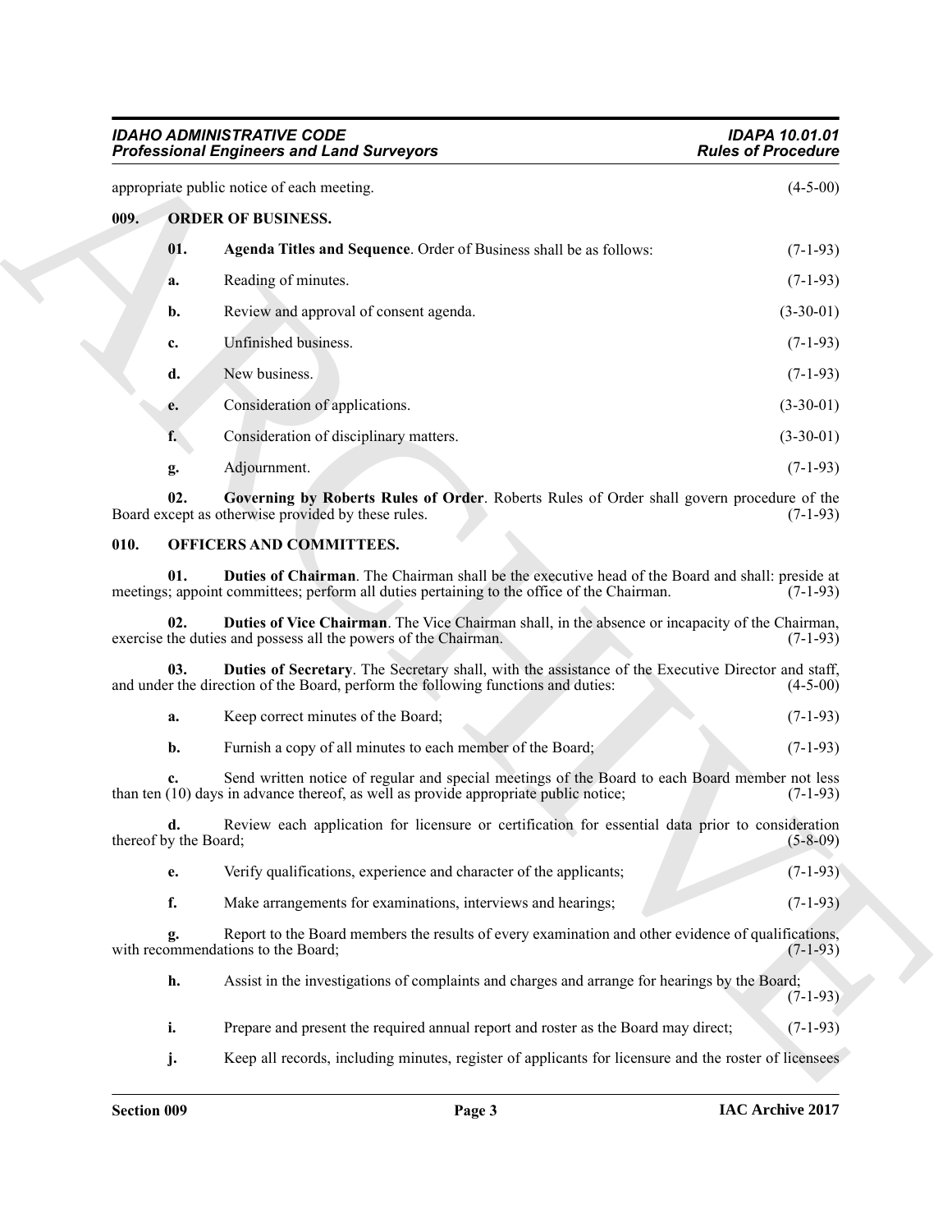appropriate public notice of each meeting. (4-5-00)

## 009. ORDER OF BUSINESS.

**01. Agenda Titles and Sequence**. Order of Business shall be as follows: (7-1-93)

**a.** Reading of minutes. (7-1-93)

**b.** Review and approval of consent agenda. (3-30-01)

**c.** Unfinished business. (7-1-93)

**d.** New business. (7-1-93)

**e.** Consideration of applications. (3-30-01)

**f.** Consideration of disciplinary matters. (3-30-01)

**g.** Adjournment. (7-1-93)

**02. Governing by Roberts Rules of Order**. Roberts Rules of Order shall govern procedure of the Board except as otherwise provided by these rules. (7-1-93)

## 010. OFFICERS AND COMMITTEES.

**01. Duties of Chairman**. The Chairman shall be the executive head of the Board and shall: preside at meetings; appoint committees; perform all duties pertaining to the office of the Chairman. (7-1-93)

**02. Duties of Vice Chairman**. The Vice Chairman shall, in the absence or incapacity of the Chairman, exercise the duties and possess all the powers of the Chairman. (7-1-93)

**03. Duties of Secretary**. The Secretary shall, with the assistance of the Executive Director and staff, and under the direction of the Board, perform the following functions and duties: (4-5-00)

**a.** Keep correct minutes of the Board; (7-1-93)

**b.** Furnish a copy of all minutes to each member of the Board; (7-1-93)

**c.** Send written notice of regular and special meetings of the Board to each Board member not less than ten (10) days in advance thereof, as well as provide appropriate public notice; (7-1-93)

**d.** Review each application for licensure or certification for essential data prior to consideration thereof by the Board; (5-8-09)

**e.** Verify qualifications, experience and character of the applicants; (7-1-93)

**f.** Make arrangements for examinations, interviews and hearings; (7-1-93)

**g.** Report to the Board members the results of every examination and other evidence of qualifications, with recommendations to the Board; (7-1-93)

**h.** Assist in the investigations of complaints and charges and arrange for hearings by the Board; (7-1-93)

**i.** Prepare and present the required annual report and roster as the Board may direct; (7-1-93)

**j.** Keep all records, including minutes, register of applicants for licensure and the roster of licensees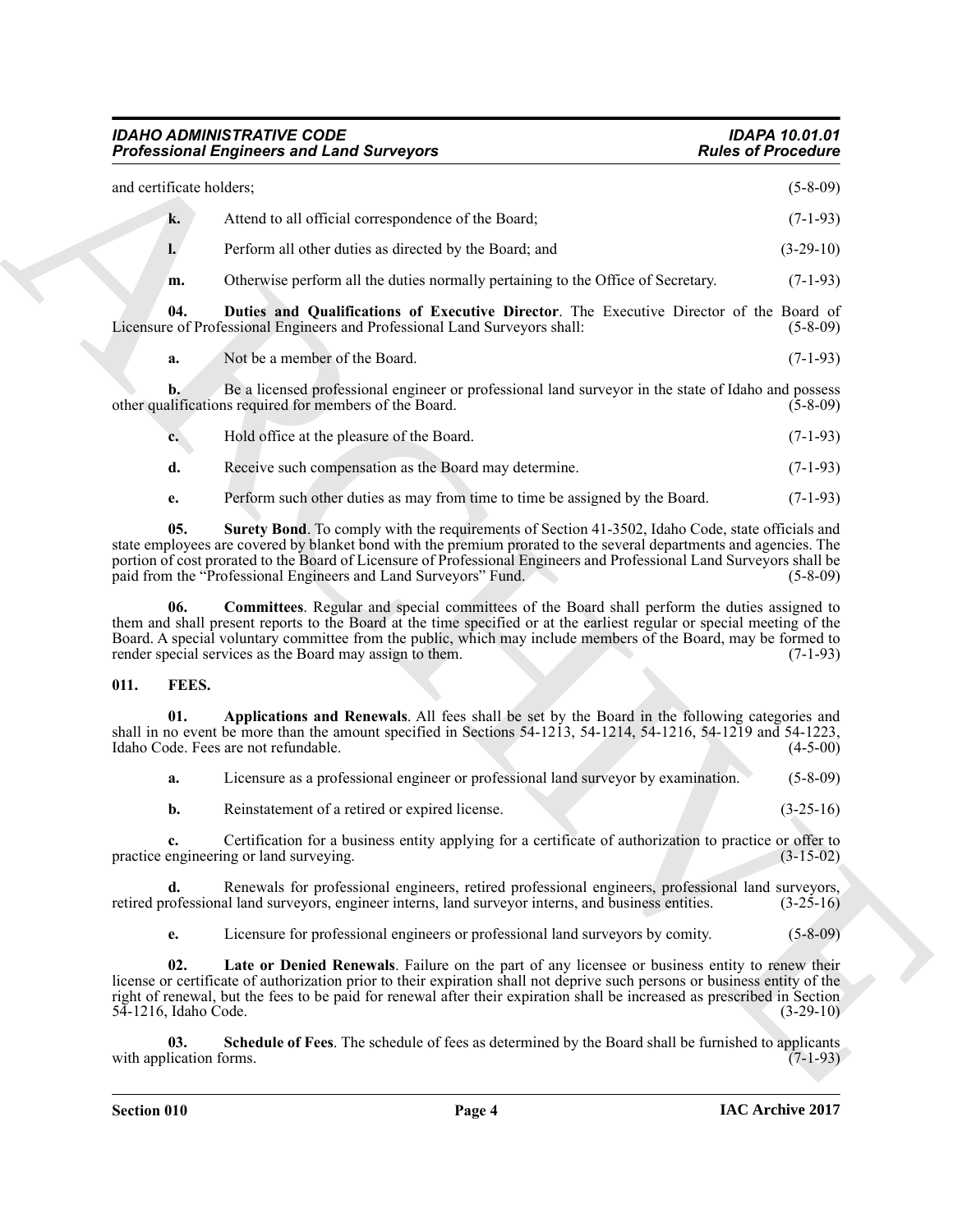and certificate holders; (5-8-09)

**k.** Attend to all official correspondence of the Board; (7-1-93)

**l.** Perform all other duties as directed by the Board; and (3-29-10)

**m.** Otherwise perform all the duties normally pertaining to the Office of Secretary. (7-1-93)

**04. Duties and Qualifications of Executive Director**. The Executive Director of the Board of Licensure of Professional Engineers and Professional Land Surveyors shall: (5-8-09)

**a.** Not be a member of the Board. (7-1-93)

**b.** Be a licensed professional engineer or professional land surveyor in the state of Idaho and possess other qualifications required for members of the Board. (5-8-09)

**c.** Hold office at the pleasure of the Board. (7-1-93)

**d.** Receive such compensation as the Board may determine. (7-1-93)

**e.** Perform such other duties as may from time to time be assigned by the Board. (7-1-93)

**05. Surety Bond**. To comply with the requirements of Section 41-3502, Idaho Code, state officials and state employees are covered by blanket bond with the premium prorated to the several departments and agencies. The portion of cost prorated to the Board of Licensure of Professional Engineers and Professional Land Surveyors shall be paid from the "Professional Engineers and Land Surveyors" Fund. (5-8-09)

**06. Committees**. Regular and special committees of the Board shall perform the duties assigned to them and shall present reports to the Board at the time specified or at the earliest regular or special meeting of the Board. A special voluntary committee from the public, which may include members of the Board, may be formed to render special services as the Board may assign to them. (7-1-93)

## 011. FEES.

**01. Applications and Renewals**. All fees shall be set by the Board in the following categories and shall in no event be more than the amount specified in Sections 54-1213, 54-1214, 54-1216, 54-1219 and 54-1223, Idaho Code. Fees are not refundable. (4-5-00)

**a.** Licensure as a professional engineer or professional land surveyor by examination. (5-8-09)

**b.** Reinstatement of a retired or expired license. (3-25-16)

**c.** Certification for a business entity applying for a certificate of authorization to practice or offer to practice engineering or land surveying. (3-15-02)

**d.** Renewals for professional engineers, retired professional engineers, professional land surveyors, retired professional land surveyors, engineer interns, land surveyor interns, and business entities. (3-25-16)

**e.** Licensure for professional engineers or professional land surveyors by comity. (5-8-09)

**02. Late or Denied Renewals**. Failure on the part of any licensee or business entity to renew their license or certificate of authorization prior to their expiration shall not deprive such persons or business entity of the right of renewal, but the fees to be paid for renewal after their expiration shall be increased as prescribed in Section 54-1216, Idaho Code. (3-29-10)

**03. Schedule of Fees**. The schedule of fees as determined by the Board shall be furnished to applicants with application forms. (7-1-93)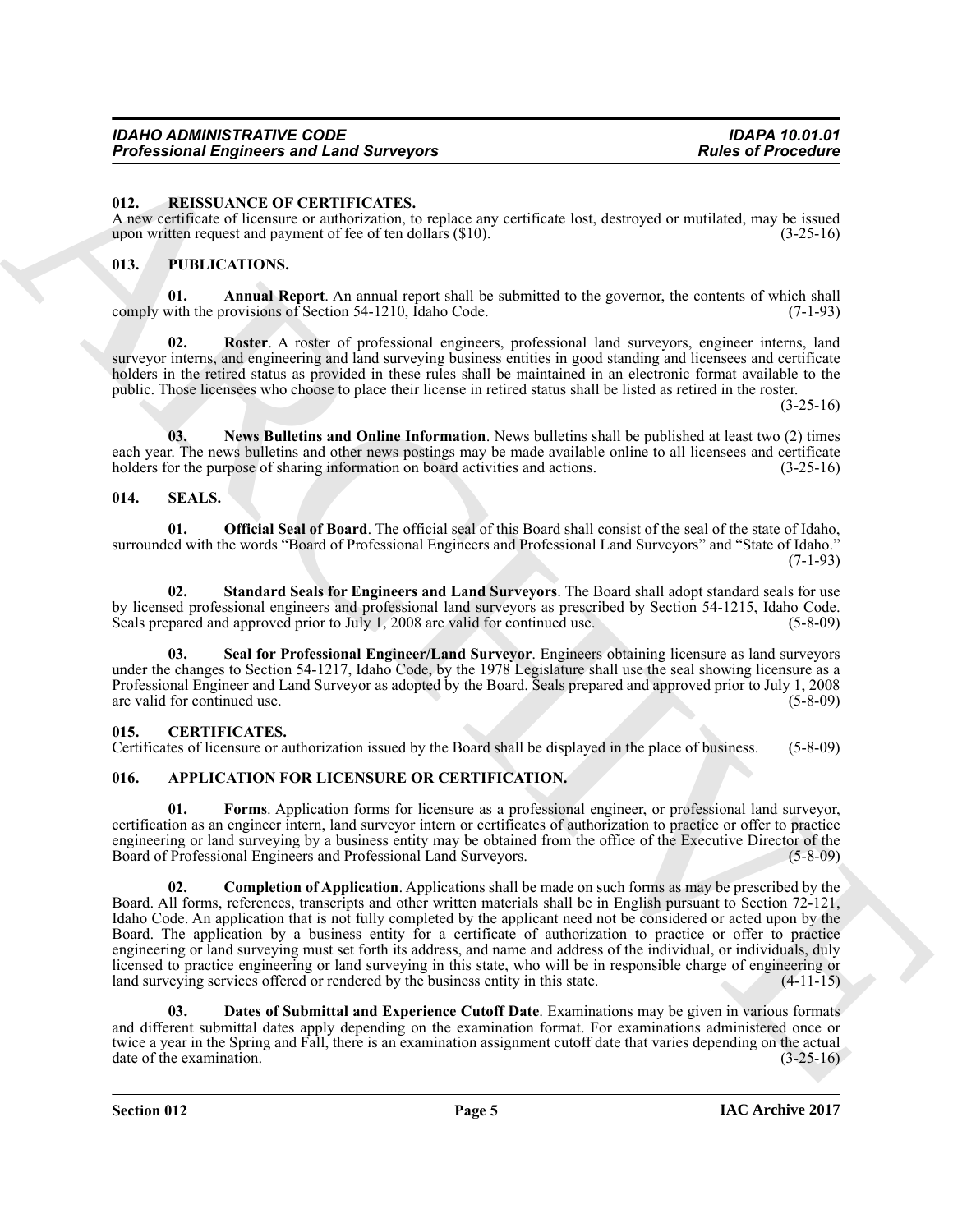## 012. REISSUANCE OF CERTIFICATES.

A new certificate of licensure or authorization, to replace any certificate lost, destroyed or mutilated, may be issued upon written request and payment of fee of ten dollars ($10). (3-25-16)

## 013. PUBLICATIONS.

**01. Annual Report**. An annual report shall be submitted to the governor, the contents of which shall comply with the provisions of Section 54-1210, Idaho Code. (7-1-93)

**02. Roster**. A roster of professional engineers, professional land surveyors, engineer interns, land surveyor interns, and engineering and land surveying business entities in good standing and licensees and certificate holders in the retired status as provided in these rules shall be maintained in an electronic format available to the public. Those licensees who choose to place their license in retired status shall be listed as retired in the roster. (3-25-16)

**03. News Bulletins and Online Information**. News bulletins shall be published at least two (2) times each year. The news bulletins and other news postings may be made available online to all licensees and certificate holders for the purpose of sharing information on board activities and actions. (3-25-16)

## 014. SEALS.

**01. Official Seal of Board**. The official seal of this Board shall consist of the seal of the state of Idaho, surrounded with the words "Board of Professional Engineers and Professional Land Surveyors" and "State of Idaho." (7-1-93)

**02. Standard Seals for Engineers and Land Surveyors**. The Board shall adopt standard seals for use by licensed professional engineers and professional land surveyors as prescribed by Section 54-1215, Idaho Code. Seals prepared and approved prior to July 1, 2008 are valid for continued use. (5-8-09)

**03. Seal for Professional Engineer/Land Surveyor**. Engineers obtaining licensure as land surveyors under the changes to Section 54-1217, Idaho Code, by the 1978 Legislature shall use the seal showing licensure as a Professional Engineer and Land Surveyor as adopted by the Board. Seals prepared and approved prior to July 1, 2008 are valid for continued use. (5-8-09)

## 015. CERTIFICATES.

Certificates of licensure or authorization issued by the Board shall be displayed in the place of business. (5-8-09)

## 016. APPLICATION FOR LICENSURE OR CERTIFICATION.

**01. Forms**. Application forms for licensure as a professional engineer, or professional land surveyor, certification as an engineer intern, land surveyor intern or certificates of authorization to practice or offer to practice engineering or land surveying by a business entity may be obtained from the office of the Executive Director of the Board of Professional Engineers and Professional Land Surveyors. (5-8-09)

**02. Completion of Application**. Applications shall be made on such forms as may be prescribed by the Board. All forms, references, transcripts and other written materials shall be in English pursuant to Section 72-121, Idaho Code. An application that is not fully completed by the applicant need not be considered or acted upon by the Board. The application by a business entity for a certificate of authorization to practice or offer to practice engineering or land surveying must set forth its address, and name and address of the individual, or individuals, duly licensed to practice engineering or land surveying in this state, who will be in responsible charge of engineering or land surveying services offered or rendered by the business entity in this state. (4-11-15)

**03. Dates of Submittal and Experience Cutoff Date**. Examinations may be given in various formats and different submittal dates apply depending on the examination format. For examinations administered once or twice a year in the Spring and Fall, there is an examination assignment cutoff date that varies depending on the actual date of the examination. (3-25-16)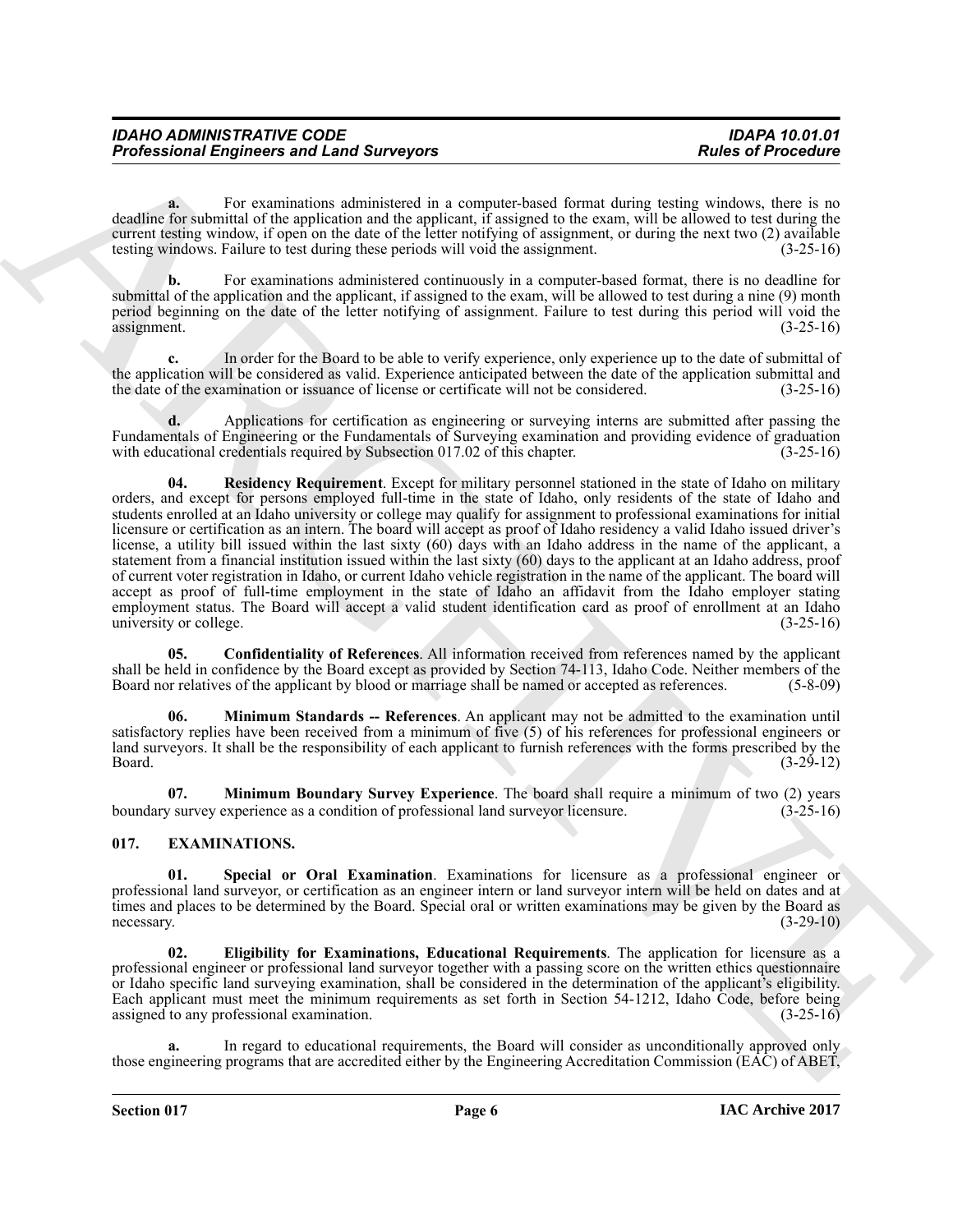**a.** For examinations administered in a computer-based format during testing windows, there is no deadline for submittal of the application and the applicant, if assigned to the exam, will be allowed to test during the current testing window, if open on the date of the letter notifying of assignment, or during the next two (2) available testing windows. Failure to test during these periods will void the assignment. (3-25-16)

**b.** For examinations administered continuously in a computer-based format, there is no deadline for submittal of the application and the applicant, if assigned to the exam, will be allowed to test during a nine (9) month period beginning on the date of the letter notifying of assignment. Failure to test during this period will void the assignment. (3-25-16)

**c.** In order for the Board to be able to verify experience, only experience up to the date of submittal of the application will be considered as valid. Experience anticipated between the date of the application submittal and the date of the examination or issuance of license or certificate will not be considered. (3-25-16)

**d.** Applications for certification as engineering or surveying interns are submitted after passing the Fundamentals of Engineering or the Fundamentals of Surveying examination and providing evidence of graduation with educational credentials required by Subsection 017.02 of this chapter. (3-25-16)

**04. Residency Requirement**. Except for military personnel stationed in the state of Idaho on military orders, and except for persons employed full-time in the state of Idaho, only residents of the state of Idaho and students enrolled at an Idaho university or college may qualify for assignment to professional examinations for initial licensure or certification as an intern. The board will accept as proof of Idaho residency a valid Idaho issued driver's license, a utility bill issued within the last sixty (60) days with an Idaho address in the name of the applicant, a statement from a financial institution issued within the last sixty (60) days to the applicant at an Idaho address, proof of current voter registration in Idaho, or current Idaho vehicle registration in the name of the applicant. The board will accept as proof of full-time employment in the state of Idaho an affidavit from the Idaho employer stating employment status. The Board will accept a valid student identification card as proof of enrollment at an Idaho university or college. (3-25-16)

**05. Confidentiality of References**. All information received from references named by the applicant shall be held in confidence by the Board except as provided by Section 74-113, Idaho Code. Neither members of the Board nor relatives of the applicant by blood or marriage shall be named or accepted as references. (5-8-09)

**06. Minimum Standards -- References**. An applicant may not be admitted to the examination until satisfactory replies have been received from a minimum of five (5) of his references for professional engineers or land surveyors. It shall be the responsibility of each applicant to furnish references with the forms prescribed by the Board. (3-29-12)

**07. Minimum Boundary Survey Experience**. The board shall require a minimum of two (2) years boundary survey experience as a condition of professional land surveyor licensure. (3-25-16)

## 017. EXAMINATIONS.

**01. Special or Oral Examination**. Examinations for licensure as a professional engineer or professional land surveyor, or certification as an engineer intern or land surveyor intern will be held on dates and at times and places to be determined by the Board. Special oral or written examinations may be given by the Board as necessary. (3-29-10)

**02. Eligibility for Examinations, Educational Requirements**. The application for licensure as a professional engineer or professional land surveyor together with a passing score on the written ethics questionnaire or Idaho specific land surveying examination, shall be considered in the determination of the applicant's eligibility. Each applicant must meet the minimum requirements as set forth in Section 54-1212, Idaho Code, before being assigned to any professional examination. (3-25-16)

**a.** In regard to educational requirements, the Board will consider as unconditionally approved only those engineering programs that are accredited either by the Engineering Accreditation Commission (EAC) of ABET,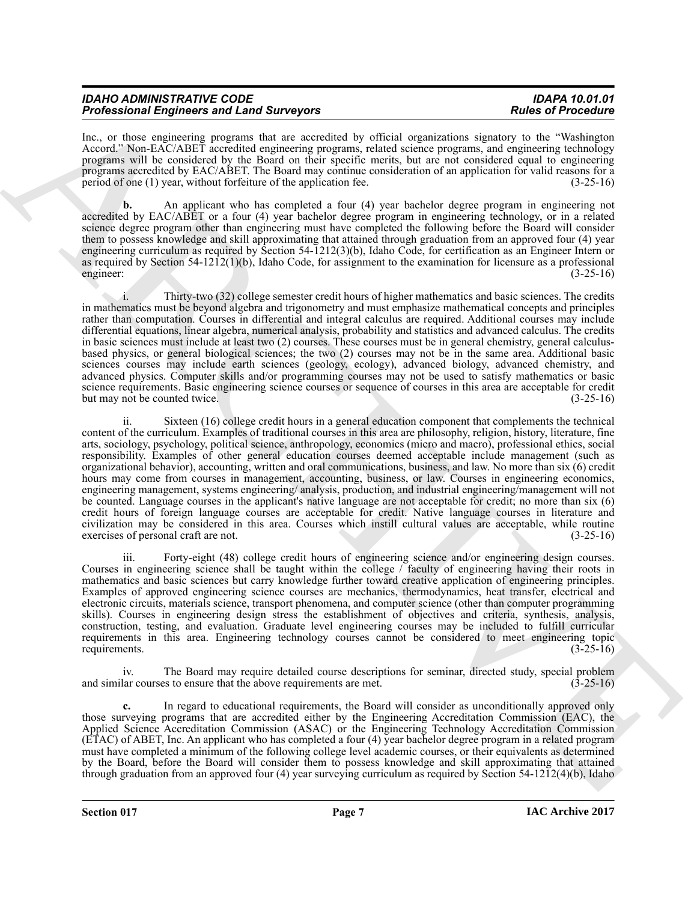Inc., or those engineering programs that are accredited by official organizations signatory to the "Washington Accord." Non-EAC/ABET accredited engineering programs, related science programs, and engineering technology programs will be considered by the Board on their specific merits, but are not considered equal to engineering programs accredited by EAC/ABET. The Board may continue consideration of an application for valid reasons for a period of one (1) year, without forfeiture of the application fee. (3-25-16)

**b.** An applicant who has completed a four (4) year bachelor degree program in engineering not accredited by EAC/ABET or a four (4) year bachelor degree program in engineering technology, or in a related science degree program other than engineering must have completed the following before the Board will consider them to possess knowledge and skill approximating that attained through graduation from an approved four (4) year engineering curriculum as required by Section 54-1212(3)(b), Idaho Code, for certification as an Engineer Intern or as required by Section 54-1212(1)(b), Idaho Code, for assignment to the examination for licensure as a professional engineer: (3-25-16)

i. Thirty-two (32) college semester credit hours of higher mathematics and basic sciences. The credits in mathematics must be beyond algebra and trigonometry and must emphasize mathematical concepts and principles rather than computation. Courses in differential and integral calculus are required. Additional courses may include differential equations, linear algebra, numerical analysis, probability and statistics and advanced calculus. The credits in basic sciences must include at least two (2) courses. These courses must be in general chemistry, general calculus-based physics, or general biological sciences; the two (2) courses may not be in the same area. Additional basic sciences courses may include earth sciences (geology, ecology), advanced biology, advanced chemistry, and advanced physics. Computer skills and/or programming courses may not be used to satisfy mathematics or basic science requirements. Basic engineering science courses or sequence of courses in this area are acceptable for credit but may not be counted twice. (3-25-16)

ii. Sixteen (16) college credit hours in a general education component that complements the technical content of the curriculum. Examples of traditional courses in this area are philosophy, religion, history, literature, fine arts, sociology, psychology, political science, anthropology, economics (micro and macro), professional ethics, social responsibility. Examples of other general education courses deemed acceptable include management (such as organizational behavior), accounting, written and oral communications, business, and law. No more than six (6) credit hours may come from courses in management, accounting, business, or law. Courses in engineering economics, engineering management, systems engineering/ analysis, production, and industrial engineering/management will not be counted. Language courses in the applicant's native language are not acceptable for credit; no more than six (6) credit hours of foreign language courses are acceptable for credit. Native language courses in literature and civilization may be considered in this area. Courses which instill cultural values are acceptable, while routine exercises of personal craft are not. (3-25-16)

iii. Forty-eight (48) college credit hours of engineering science and/or engineering design courses. Courses in engineering science shall be taught within the college / faculty of engineering having their roots in mathematics and basic sciences but carry knowledge further toward creative application of engineering principles. Examples of approved engineering science courses are mechanics, thermodynamics, heat transfer, electrical and electronic circuits, materials science, transport phenomena, and computer science (other than computer programming skills). Courses in engineering design stress the establishment of objectives and criteria, synthesis, analysis, construction, testing, and evaluation. Graduate level engineering courses may be included to fulfill curricular requirements in this area. Engineering technology courses cannot be considered to meet engineering topic requirements. (3-25-16)

iv. The Board may require detailed course descriptions for seminar, directed study, special problem and similar courses to ensure that the above requirements are met. (3-25-16)

**c.** In regard to educational requirements, the Board will consider as unconditionally approved only those surveying programs that are accredited either by the Engineering Accreditation Commission (EAC), the Applied Science Accreditation Commission (ASAC) or the Engineering Technology Accreditation Commission (ETAC) of ABET, Inc. An applicant who has completed a four (4) year bachelor degree program in a related program must have completed a minimum of the following college level academic courses, or their equivalents as determined by the Board, before the Board will consider them to possess knowledge and skill approximating that attained through graduation from an approved four (4) year surveying curriculum as required by Section 54-1212(4)(b), Idaho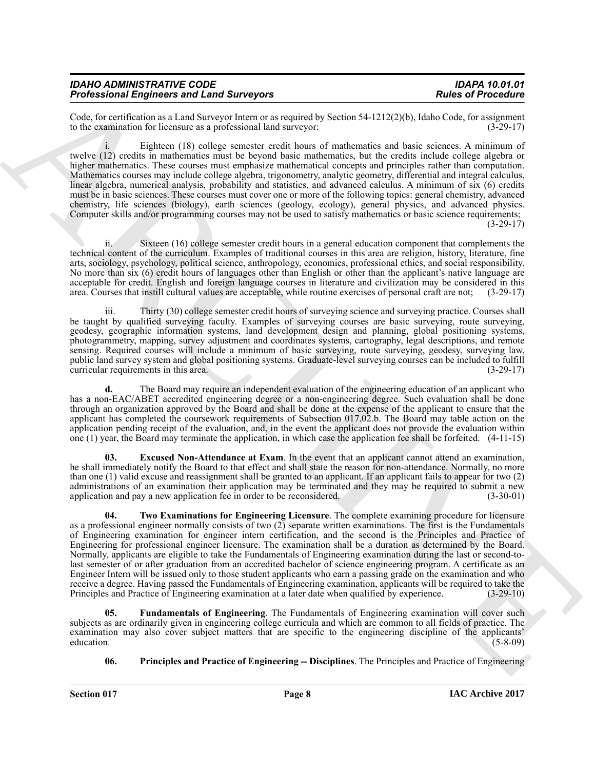Code, for certification as a Land Surveyor Intern or as required by Section 54-1212(2)(b), Idaho Code, for assignment to the examination for licensure as a professional land surveyor: (3-29-17)

i. Eighteen (18) college semester credit hours of mathematics and basic sciences. A minimum of twelve (12) credits in mathematics must be beyond basic mathematics, but the credits include college algebra or higher mathematics. These courses must emphasize mathematical concepts and principles rather than computation. Mathematics courses may include college algebra, trigonometry, analytic geometry, differential and integral calculus, linear algebra, numerical analysis, probability and statistics, and advanced calculus. A minimum of six (6) credits must be in basic sciences. These courses must cover one or more of the following topics: general chemistry, advanced chemistry, life sciences (biology), earth sciences (geology, ecology), general physics, and advanced physics. Computer skills and/or programming courses may not be used to satisfy mathematics or basic science requirements; (3-29-17)

ii. Sixteen (16) college semester credit hours in a general education component that complements the technical content of the curriculum. Examples of traditional courses in this area are religion, history, literature, fine arts, sociology, psychology, political science, anthropology, economics, professional ethics, and social responsibility. No more than six (6) credit hours of languages other than English or other than the applicant's native language are acceptable for credit. English and foreign language courses in literature and civilization may be considered in this area. Courses that instill cultural values are acceptable, while routine exercises of personal craft are not; (3-29-17)

iii. Thirty (30) college semester credit hours of surveying science and surveying practice. Courses shall be taught by qualified surveying faculty. Examples of surveying courses are basic surveying, route surveying, geodesy, geographic information systems, land development design and planning, global positioning systems, photogrammetry, mapping, survey adjustment and coordinates systems, cartography, legal descriptions, and remote sensing. Required courses will include a minimum of basic surveying, route surveying, geodesy, surveying law, public land survey system and global positioning systems. Graduate-level surveying courses can be included to fulfill curricular requirements in this area. (3-29-17)

**d.** The Board may require an independent evaluation of the engineering education of an applicant who has a non-EAC/ABET accredited engineering degree or a non-engineering degree. Such evaluation shall be done through an organization approved by the Board and shall be done at the expense of the applicant to ensure that the applicant has completed the coursework requirements of Subsection 017.02.b. The Board may table action on the application pending receipt of the evaluation, and, in the event the applicant does not provide the evaluation within one (1) year, the Board may terminate the application, in which case the application fee shall be forfeited. (4-11-15)

**03. Excused Non-Attendance at Exam**. In the event that an applicant cannot attend an examination, he shall immediately notify the Board to that effect and shall state the reason for non-attendance. Normally, no more than one (1) valid excuse and reassignment shall be granted to an applicant. If an applicant fails to appear for two (2) administrations of an examination their application may be terminated and they may be required to submit a new application and pay a new application fee in order to be reconsidered. (3-30-01)

**04. Two Examinations for Engineering Licensure**. The complete examining procedure for licensure as a professional engineer normally consists of two (2) separate written examinations. The first is the Fundamentals of Engineering examination for engineer intern certification, and the second is the Principles and Practice of Engineering for professional engineer licensure. The examination shall be a duration as determined by the Board. Normally, applicants are eligible to take the Fundamentals of Engineering examination during the last or second-to-last semester of or after graduation from an accredited bachelor of science engineering program. A certificate as an Engineer Intern will be issued only to those student applicants who earn a passing grade on the examination and who receive a degree. Having passed the Fundamentals of Engineering examination, applicants will be required to take the Principles and Practice of Engineering examination at a later date when qualified by experience. (3-29-10)

**05. Fundamentals of Engineering**. The Fundamentals of Engineering examination will cover such subjects as are ordinarily given in engineering college curricula and which are common to all fields of practice. The examination may also cover subject matters that are specific to the engineering discipline of the applicants' education. (5-8-09)

**06. Principles and Practice of Engineering -- Disciplines**. The Principles and Practice of Engineering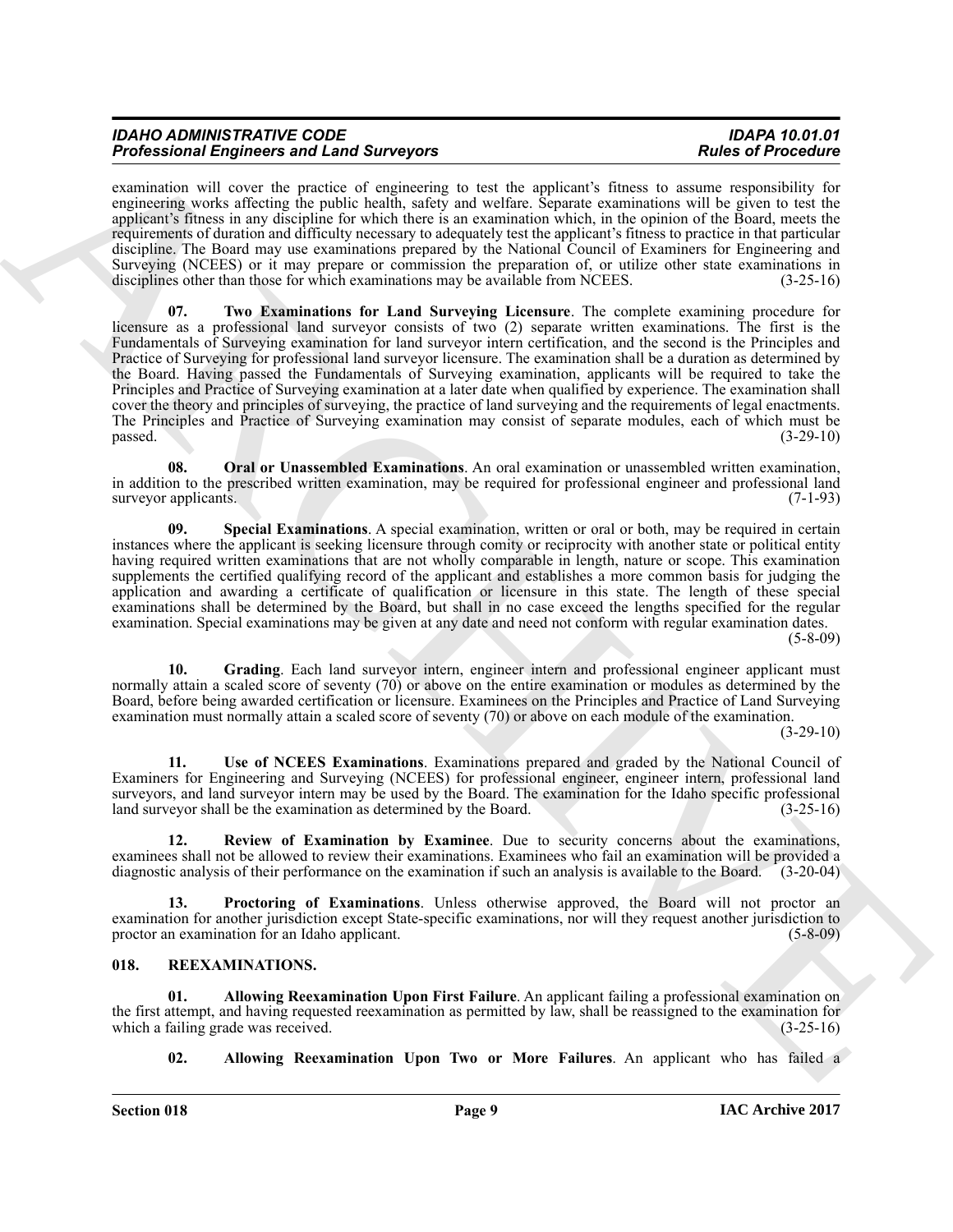examination will cover the practice of engineering to test the applicant's fitness to assume responsibility for engineering works affecting the public health, safety and welfare. Separate examinations will be given to test the applicant's fitness in any discipline for which there is an examination which, in the opinion of the Board, meets the requirements of duration and difficulty necessary to adequately test the applicant's fitness to practice in that particular discipline. The Board may use examinations prepared by the National Council of Examiners for Engineering and Surveying (NCEES) or it may prepare or commission the preparation of, or utilize other state examinations in disciplines other than those for which examinations may be available from NCEES. (3-25-16)

**07. Two Examinations for Land Surveying Licensure**. The complete examining procedure for licensure as a professional land surveyor consists of two (2) separate written examinations. The first is the Fundamentals of Surveying examination for land surveyor intern certification, and the second is the Principles and Practice of Surveying for professional land surveyor licensure. The examination shall be a duration as determined by the Board. Having passed the Fundamentals of Surveying examination, applicants will be required to take the Principles and Practice of Surveying examination at a later date when qualified by experience. The examination shall cover the theory and principles of surveying, the practice of land surveying and the requirements of legal enactments. The Principles and Practice of Surveying examination may consist of separate modules, each of which must be passed. (3-29-10)

**08. Oral or Unassembled Examinations**. An oral examination or unassembled written examination, in addition to the prescribed written examination, may be required for professional engineer and professional land surveyor applicants. (7-1-93)

**09. Special Examinations**. A special examination, written or oral or both, may be required in certain instances where the applicant is seeking licensure through comity or reciprocity with another state or political entity having required written examinations that are not wholly comparable in length, nature or scope. This examination supplements the certified qualifying record of the applicant and establishes a more common basis for judging the application and awarding a certificate of qualification or licensure in this state. The length of these special examinations shall be determined by the Board, but shall in no case exceed the lengths specified for the regular examination. Special examinations may be given at any date and need not conform with regular examination dates. (5-8-09)

**10. Grading**. Each land surveyor intern, engineer intern and professional engineer applicant must normally attain a scaled score of seventy (70) or above on the entire examination or modules as determined by the Board, before being awarded certification or licensure. Examinees on the Principles and Practice of Land Surveying examination must normally attain a scaled score of seventy (70) or above on each module of the examination. (3-29-10)

**11. Use of NCEES Examinations**. Examinations prepared and graded by the National Council of Examiners for Engineering and Surveying (NCEES) for professional engineer, engineer intern, professional land surveyors, and land surveyor intern may be used by the Board. The examination for the Idaho specific professional land surveyor shall be the examination as determined by the Board. (3-25-16)

**12. Review of Examination by Examinee**. Due to security concerns about the examinations, examinees shall not be allowed to review their examinations. Examinees who fail an examination will be provided a diagnostic analysis of their performance on the examination if such an analysis is available to the Board. (3-20-04)

**13. Proctoring of Examinations**. Unless otherwise approved, the Board will not proctor an examination for another jurisdiction except State-specific examinations, nor will they request another jurisdiction to proctor an examination for an Idaho applicant. (5-8-09)

## 018. REEXAMINATIONS.

**01. Allowing Reexamination Upon First Failure**. An applicant failing a professional examination on the first attempt, and having requested reexamination as permitted by law, shall be reassigned to the examination for which a failing grade was received. (3-25-16)

**02. Allowing Reexamination Upon Two or More Failures**. An applicant who has failed a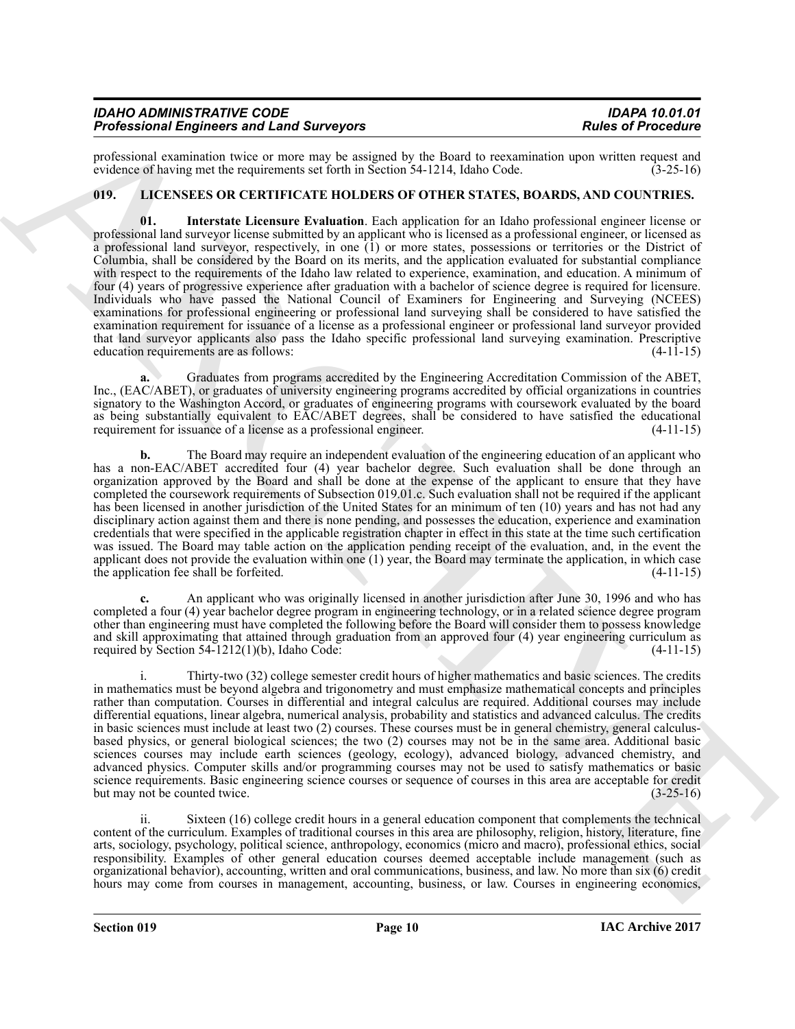professional examination twice or more may be assigned by the Board to reexamination upon written request and evidence of having met the requirements set forth in Section 54-1214, Idaho Code. (3-25-16)

## 019. LICENSEES OR CERTIFICATE HOLDERS OF OTHER STATES, BOARDS, AND COUNTRIES.

**01. Interstate Licensure Evaluation**. Each application for an Idaho professional engineer license or professional land surveyor license submitted by an applicant who is licensed as a professional engineer, or licensed as a professional land surveyor, respectively, in one (1) or more states, possessions or territories or the District of Columbia, shall be considered by the Board on its merits, and the application evaluated for substantial compliance with respect to the requirements of the Idaho law related to experience, examination, and education. A minimum of four (4) years of progressive experience after graduation with a bachelor of science degree is required for licensure. Individuals who have passed the National Council of Examiners for Engineering and Surveying (NCEES) examinations for professional engineering or professional land surveying shall be considered to have satisfied the examination requirement for issuance of a license as a professional engineer or professional land surveyor provided that land surveyor applicants also pass the Idaho specific professional land surveying examination. Prescriptive education requirements are as follows: (4-11-15)

**a.** Graduates from programs accredited by the Engineering Accreditation Commission of the ABET, Inc., (EAC/ABET), or graduates of university engineering programs accredited by official organizations in countries signatory to the Washington Accord, or graduates of engineering programs with coursework evaluated by the board as being substantially equivalent to EAC/ABET degrees, shall be considered to have satisfied the educational requirement for issuance of a license as a professional engineer. (4-11-15)

**b.** The Board may require an independent evaluation of the engineering education of an applicant who has a non-EAC/ABET accredited four (4) year bachelor degree. Such evaluation shall be done through an organization approved by the Board and shall be done at the expense of the applicant to ensure that they have completed the coursework requirements of Subsection 019.01.c. Such evaluation shall not be required if the applicant has been licensed in another jurisdiction of the United States for an minimum of ten (10) years and has not had any disciplinary action against them and there is none pending, and possesses the education, experience and examination credentials that were specified in the applicable registration chapter in effect in this state at the time such certification was issued. The Board may table action on the application pending receipt of the evaluation, and, in the event the applicant does not provide the evaluation within one (1) year, the Board may terminate the application, in which case the application fee shall be forfeited. (4-11-15)

**c.** An applicant who was originally licensed in another jurisdiction after June 30, 1996 and who has completed a four (4) year bachelor degree program in engineering technology, or in a related science degree program other than engineering must have completed the following before the Board will consider them to possess knowledge and skill approximating that attained through graduation from an approved four (4) year engineering curriculum as required by Section 54-1212(1)(b), Idaho Code: (4-11-15)

i. Thirty-two (32) college semester credit hours of higher mathematics and basic sciences. The credits in mathematics must be beyond algebra and trigonometry and must emphasize mathematical concepts and principles rather than computation. Courses in differential and integral calculus are required. Additional courses may include differential equations, linear algebra, numerical analysis, probability and statistics and advanced calculus. The credits in basic sciences must include at least two (2) courses. These courses must be in general chemistry, general calculus-based physics, or general biological sciences; the two (2) courses may not be in the same area. Additional basic sciences courses may include earth sciences (geology, ecology), advanced biology, advanced chemistry, and advanced physics. Computer skills and/or programming courses may not be used to satisfy mathematics or basic science requirements. Basic engineering science courses or sequence of courses in this area are acceptable for credit but may not be counted twice. (3-25-16)

ii. Sixteen (16) college credit hours in a general education component that complements the technical content of the curriculum. Examples of traditional courses in this area are philosophy, religion, history, literature, fine arts, sociology, psychology, political science, anthropology, economics (micro and macro), professional ethics, social responsibility. Examples of other general education courses deemed acceptable include management (such as organizational behavior), accounting, written and oral communications, business, and law. No more than six (6) credit hours may come from courses in management, accounting, business, or law. Courses in engineering economics,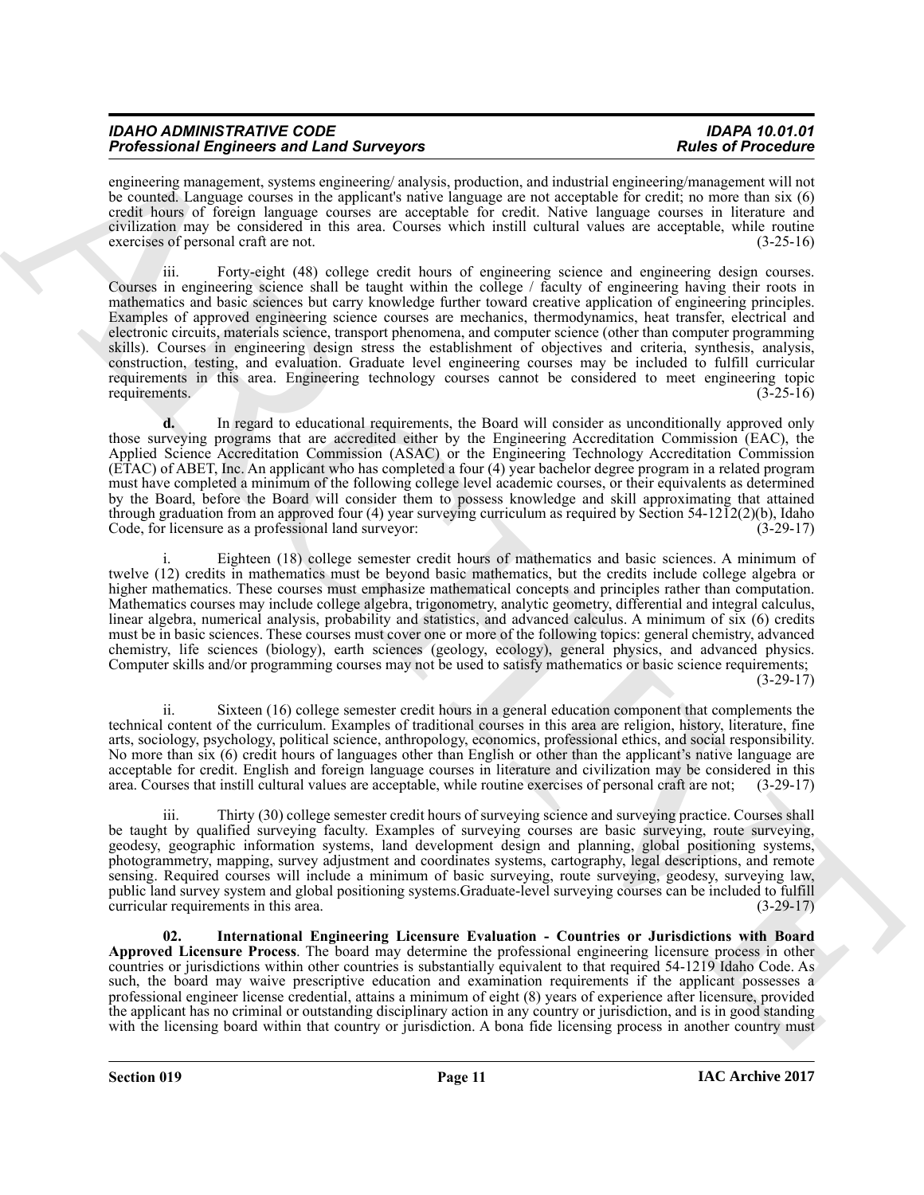engineering management, systems engineering/ analysis, production, and industrial engineering/management will not be counted. Language courses in the applicant's native language are not acceptable for credit; no more than six (6) credit hours of foreign language courses are acceptable for credit. Native language courses in literature and civilization may be considered in this area. Courses which instill cultural values are acceptable, while routine exercises of personal craft are not. (3-25-16)

iii. Forty-eight (48) college credit hours of engineering science and engineering design courses. Courses in engineering science shall be taught within the college / faculty of engineering having their roots in mathematics and basic sciences but carry knowledge further toward creative application of engineering principles. Examples of approved engineering science courses are mechanics, thermodynamics, heat transfer, electrical and electronic circuits, materials science, transport phenomena, and computer science (other than computer programming skills). Courses in engineering design stress the establishment of objectives and criteria, synthesis, analysis, construction, testing, and evaluation. Graduate level engineering courses may be included to fulfill curricular requirements in this area. Engineering technology courses cannot be considered to meet engineering topic requirements. (3-25-16)

**d.** In regard to educational requirements, the Board will consider as unconditionally approved only those surveying programs that are accredited either by the Engineering Accreditation Commission (EAC), the Applied Science Accreditation Commission (ASAC) or the Engineering Technology Accreditation Commission (ETAC) of ABET, Inc. An applicant who has completed a four (4) year bachelor degree program in a related program must have completed a minimum of the following college level academic courses, or their equivalents as determined by the Board, before the Board will consider them to possess knowledge and skill approximating that attained through graduation from an approved four (4) year surveying curriculum as required by Section 54-1212(2)(b), Idaho Code, for licensure as a professional land surveyor: (3-29-17)

i. Eighteen (18) college semester credit hours of mathematics and basic sciences. A minimum of twelve (12) credits in mathematics must be beyond basic mathematics, but the credits include college algebra or higher mathematics. These courses must emphasize mathematical concepts and principles rather than computation. Mathematics courses may include college algebra, trigonometry, analytic geometry, differential and integral calculus, linear algebra, numerical analysis, probability and statistics, and advanced calculus. A minimum of six (6) credits must be in basic sciences. These courses must cover one or more of the following topics: general chemistry, advanced chemistry, life sciences (biology), earth sciences (geology, ecology), general physics, and advanced physics. Computer skills and/or programming courses may not be used to satisfy mathematics or basic science requirements; (3-29-17)

ii. Sixteen (16) college semester credit hours in a general education component that complements the technical content of the curriculum. Examples of traditional courses in this area are religion, history, literature, fine arts, sociology, psychology, political science, anthropology, economics, professional ethics, and social responsibility. No more than six (6) credit hours of languages other than English or other than the applicant's native language are acceptable for credit. English and foreign language courses in literature and civilization may be considered in this area. Courses that instill cultural values are acceptable, while routine exercises of personal craft are not; (3-29-17)

iii. Thirty (30) college semester credit hours of surveying science and surveying practice. Courses shall be taught by qualified surveying faculty. Examples of surveying courses are basic surveying, route surveying, geodesy, geographic information systems, land development design and planning, global positioning systems, photogrammetry, mapping, survey adjustment and coordinates systems, cartography, legal descriptions, and remote sensing. Required courses will include a minimum of basic surveying, route surveying, geodesy, surveying law, public land survey system and global positioning systems.Graduate-level surveying courses can be included to fulfill curricular requirements in this area. (3-29-17)

**02. International Engineering Licensure Evaluation - Countries or Jurisdictions with Board Approved Licensure Process**. The board may determine the professional engineering licensure process in other countries or jurisdictions within other countries is substantially equivalent to that required 54-1219 Idaho Code. As such, the board may waive prescriptive education and examination requirements if the applicant possesses a professional engineer license credential, attains a minimum of eight (8) years of experience after licensure, provided the applicant has no criminal or outstanding disciplinary action in any country or jurisdiction, and is in good standing with the licensing board within that country or jurisdiction. A bona fide licensing process in another country must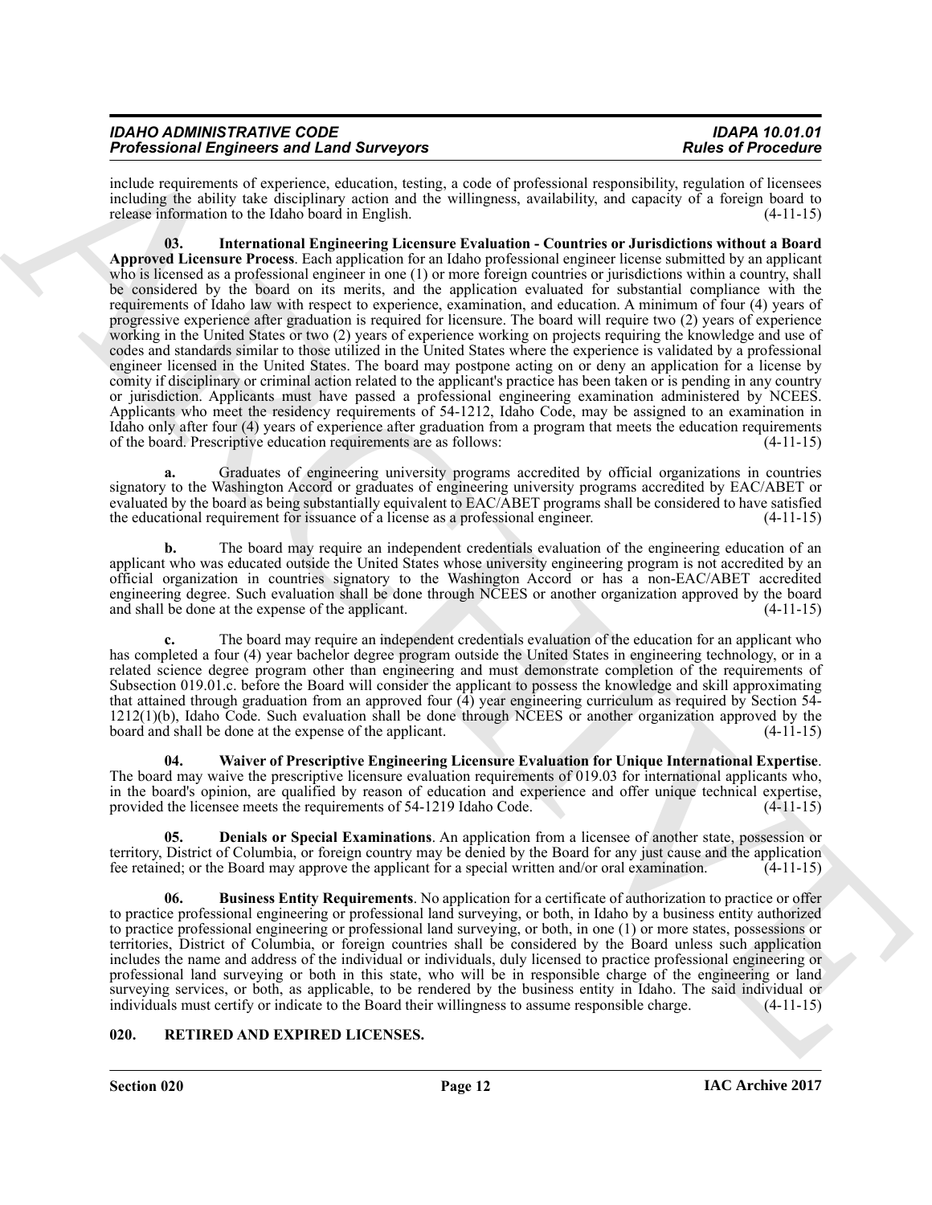include requirements of experience, education, testing, a code of professional responsibility, regulation of licensees including the ability take disciplinary action and the willingness, availability, and capacity of a foreign board to release information to the Idaho board in English. (4-11-15)

**03. International Engineering Licensure Evaluation - Countries or Jurisdictions without a Board Approved Licensure Process**. Each application for an Idaho professional engineer license submitted by an applicant who is licensed as a professional engineer in one (1) or more foreign countries or jurisdictions within a country, shall be considered by the board on its merits, and the application evaluated for substantial compliance with the requirements of Idaho law with respect to experience, examination, and education. A minimum of four (4) years of progressive experience after graduation is required for licensure. The board will require two (2) years of experience working in the United States or two (2) years of experience working on projects requiring the knowledge and use of codes and standards similar to those utilized in the United States where the experience is validated by a professional engineer licensed in the United States. The board may postpone acting on or deny an application for a license by comity if disciplinary or criminal action related to the applicant's practice has been taken or is pending in any country or jurisdiction. Applicants must have passed a professional engineering examination administered by NCEES. Applicants who meet the residency requirements of 54-1212, Idaho Code, may be assigned to an examination in Idaho only after four (4) years of experience after graduation from a program that meets the education requirements of the board. Prescriptive education requirements are as follows: (4-11-15)

**a.** Graduates of engineering university programs accredited by official organizations in countries signatory to the Washington Accord or graduates of engineering university programs accredited by EAC/ABET or evaluated by the board as being substantially equivalent to EAC/ABET programs shall be considered to have satisfied the educational requirement for issuance of a license as a professional engineer. (4-11-15)

**b.** The board may require an independent credentials evaluation of the engineering education of an applicant who was educated outside the United States whose university engineering program is not accredited by an official organization in countries signatory to the Washington Accord or has a non-EAC/ABET accredited engineering degree. Such evaluation shall be done through NCEES or another organization approved by the board and shall be done at the expense of the applicant. (4-11-15)

**c.** The board may require an independent credentials evaluation of the education for an applicant who has completed a four (4) year bachelor degree program outside the United States in engineering technology, or in a related science degree program other than engineering and must demonstrate completion of the requirements of Subsection 019.01.c. before the Board will consider the applicant to possess the knowledge and skill approximating that attained through graduation from an approved four (4) year engineering curriculum as required by Section 54-1212(1)(b), Idaho Code. Such evaluation shall be done through NCEES or another organization approved by the board and shall be done at the expense of the applicant. (4-11-15)

**04. Waiver of Prescriptive Engineering Licensure Evaluation for Unique International Expertise**. The board may waive the prescriptive licensure evaluation requirements of 019.03 for international applicants who, in the board's opinion, are qualified by reason of education and experience and offer unique technical expertise, provided the licensee meets the requirements of 54-1219 Idaho Code. (4-11-15)

**05. Denials or Special Examinations**. An application from a licensee of another state, possession or territory, District of Columbia, or foreign country may be denied by the Board for any just cause and the application fee retained; or the Board may approve the applicant for a special written and/or oral examination. (4-11-15)

**06. Business Entity Requirements**. No application for a certificate of authorization to practice or offer to practice professional engineering or professional land surveying, or both, in Idaho by a business entity authorized to practice professional engineering or professional land surveying, or both, in one (1) or more states, possessions or territories, District of Columbia, or foreign countries shall be considered by the Board unless such application includes the name and address of the individual or individuals, duly licensed to practice professional engineering or professional land surveying or both in this state, who will be in responsible charge of the engineering or land surveying services, or both, as applicable, to be rendered by the business entity in Idaho. The said individual or individuals must certify or indicate to the Board their willingness to assume responsible charge. (4-11-15)

## 020. RETIRED AND EXPIRED LICENSES.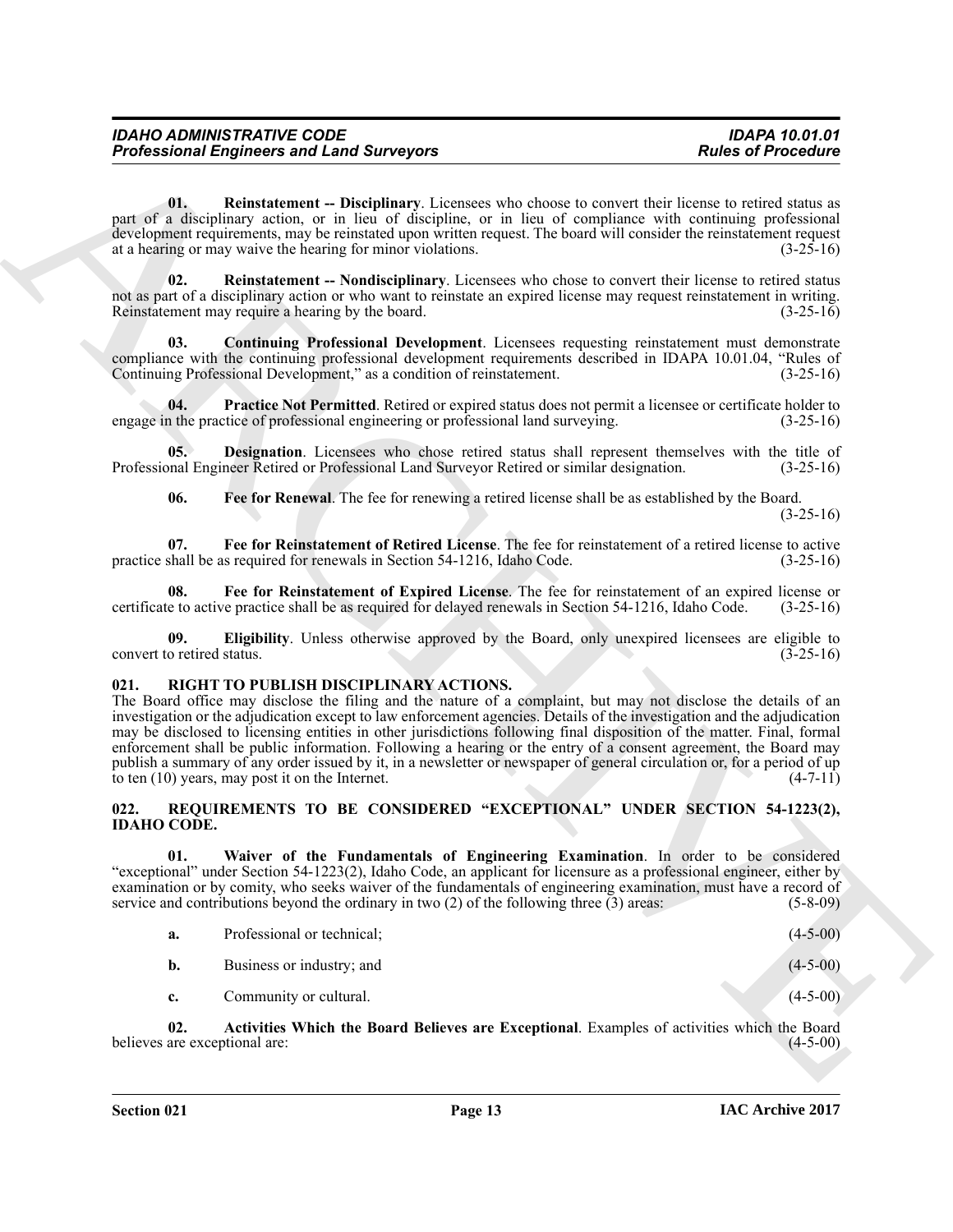**01. Reinstatement -- Disciplinary**. Licensees who choose to convert their license to retired status as part of a disciplinary action, or in lieu of discipline, or in lieu of compliance with continuing professional development requirements, may be reinstated upon written request. The board will consider the reinstatement request at a hearing or may waive the hearing for minor violations. (3-25-16)

**02. Reinstatement -- Nondisciplinary**. Licensees who chose to convert their license to retired status not as part of a disciplinary action or who want to reinstate an expired license may request reinstatement in writing. Reinstatement may require a hearing by the board. (3-25-16)

**03. Continuing Professional Development**. Licensees requesting reinstatement must demonstrate compliance with the continuing professional development requirements described in IDAPA 10.01.04, "Rules of Continuing Professional Development," as a condition of reinstatement. (3-25-16)

**04. Practice Not Permitted**. Retired or expired status does not permit a licensee or certificate holder to engage in the practice of professional engineering or professional land surveying. (3-25-16)

**05. Designation**. Licensees who chose retired status shall represent themselves with the title of Professional Engineer Retired or Professional Land Surveyor Retired or similar designation. (3-25-16)

**06. Fee for Renewal**. The fee for renewing a retired license shall be as established by the Board. (3-25-16)

**07. Fee for Reinstatement of Retired License**. The fee for reinstatement of a retired license to active practice shall be as required for renewals in Section 54-1216, Idaho Code. (3-25-16)

**08. Fee for Reinstatement of Expired License**. The fee for reinstatement of an expired license or certificate to active practice shall be as required for delayed renewals in Section 54-1216, Idaho Code. (3-25-16)

**09. Eligibility**. Unless otherwise approved by the Board, only unexpired licensees are eligible to convert to retired status. (3-25-16)

## 021. RIGHT TO PUBLISH DISCIPLINARY ACTIONS.

The Board office may disclose the filing and the nature of a complaint, but may not disclose the details of an investigation or the adjudication except to law enforcement agencies. Details of the investigation and the adjudication may be disclosed to licensing entities in other jurisdictions following final disposition of the matter. Final, formal enforcement shall be public information. Following a hearing or the entry of a consent agreement, the Board may publish a summary of any order issued by it, in a newsletter or newspaper of general circulation or, for a period of up to ten (10) years, may post it on the Internet. (4-7-11)

## 022. REQUIREMENTS TO BE CONSIDERED "EXCEPTIONAL" UNDER SECTION 54-1223(2), IDAHO CODE.

**01. Waiver of the Fundamentals of Engineering Examination**. In order to be considered "exceptional" under Section 54-1223(2), Idaho Code, an applicant for licensure as a professional engineer, either by examination or by comity, who seeks waiver of the fundamentals of engineering examination, must have a record of service and contributions beyond the ordinary in two (2) of the following three (3) areas: (5-8-09)

**a.** Professional or technical; (4-5-00)

**b.** Business or industry; and (4-5-00)

**c.** Community or cultural. (4-5-00)

**02. Activities Which the Board Believes are Exceptional**. Examples of activities which the Board believes are exceptional are: (4-5-00)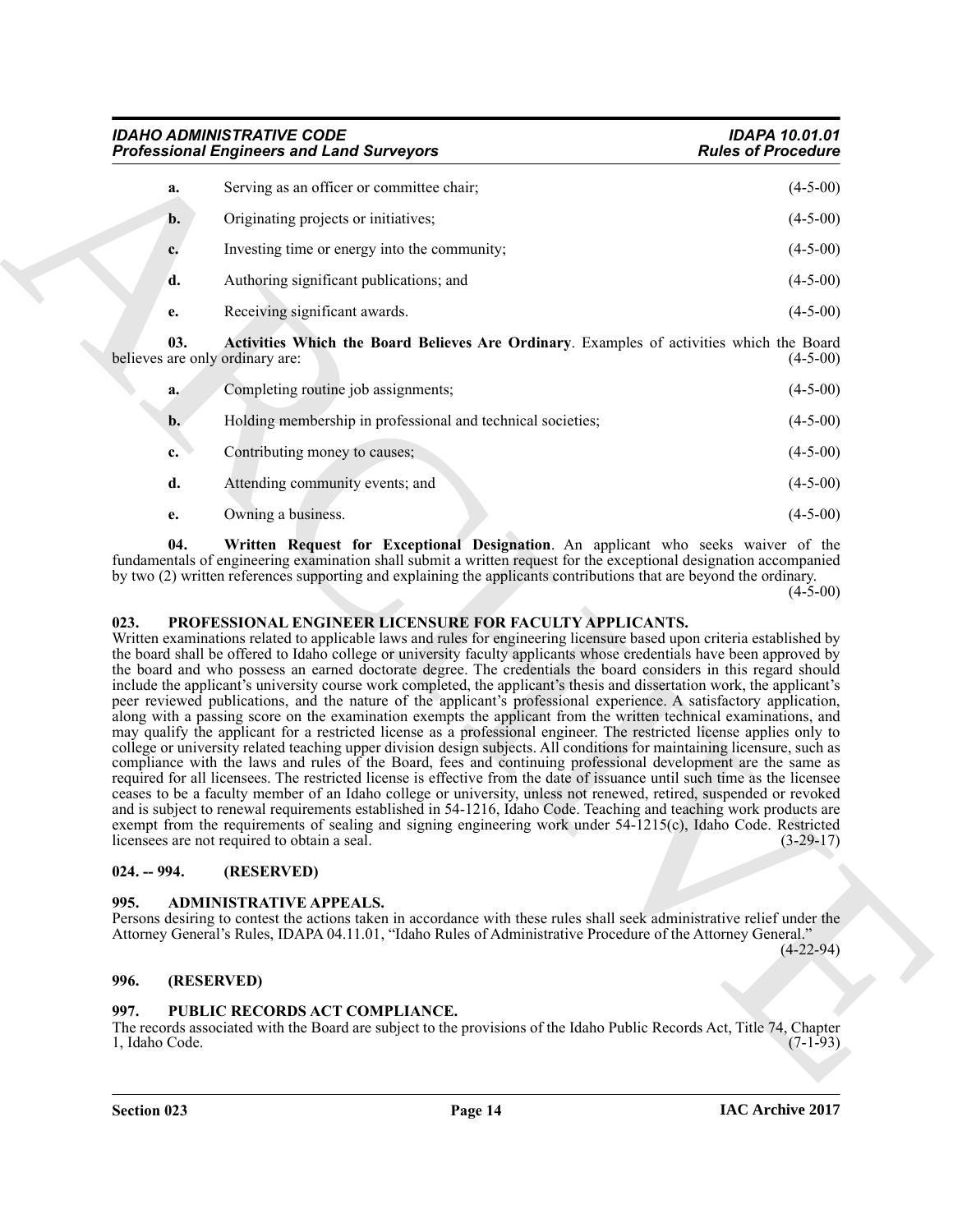**a.** Serving as an officer or committee chair; (4-5-00)

**b.** Originating projects or initiatives; (4-5-00)

**c.** Investing time or energy into the community; (4-5-00)

**d.** Authoring significant publications; and (4-5-00)

**e.** Receiving significant awards. (4-5-00)

**03. Activities Which the Board Believes Are Ordinary**. Examples of activities which the Board believes are only ordinary are: (4-5-00)

**a.** Completing routine job assignments; (4-5-00)

**b.** Holding membership in professional and technical societies; (4-5-00)

**c.** Contributing money to causes; (4-5-00)

**d.** Attending community events; and (4-5-00)

**e.** Owning a business. (4-5-00)

**04. Written Request for Exceptional Designation**. An applicant who seeks waiver of the fundamentals of engineering examination shall submit a written request for the exceptional designation accompanied by two (2) written references supporting and explaining the applicants contributions that are beyond the ordinary. (4-5-00)

### 023. PROFESSIONAL ENGINEER LICENSURE FOR FACULTY APPLICANTS.

Written examinations related to applicable laws and rules for engineering licensure based upon criteria established by the board shall be offered to Idaho college or university faculty applicants whose credentials have been approved by the board and who possess an earned doctorate degree. The credentials the board considers in this regard should include the applicant's university course work completed, the applicant's thesis and dissertation work, the applicant's peer reviewed publications, and the nature of the applicant's professional experience. A satisfactory application, along with a passing score on the examination exempts the applicant from the written technical examinations, and may qualify the applicant for a restricted license as a professional engineer. The restricted license applies only to college or university related teaching upper division design subjects. All conditions for maintaining licensure, such as compliance with the laws and rules of the Board, fees and continuing professional development are the same as required for all licensees. The restricted license is effective from the date of issuance until such time as the licensee ceases to be a faculty member of an Idaho college or university, unless not renewed, retired, suspended or revoked and is subject to renewal requirements established in 54-1216, Idaho Code. Teaching and teaching work products are exempt from the requirements of sealing and signing engineering work under 54-1215(c), Idaho Code. Restricted licensees are not required to obtain a seal. (3-29-17)

### 024. -- 994. (RESERVED)

### 995. ADMINISTRATIVE APPEALS.

Persons desiring to contest the actions taken in accordance with these rules shall seek administrative relief under the Attorney General's Rules, IDAPA 04.11.01, "Idaho Rules of Administrative Procedure of the Attorney General." (4-22-94)

### 996. (RESERVED)

### 997. PUBLIC RECORDS ACT COMPLIANCE.

The records associated with the Board are subject to the provisions of the Idaho Public Records Act, Title 74, Chapter 1, Idaho Code. (7-1-93)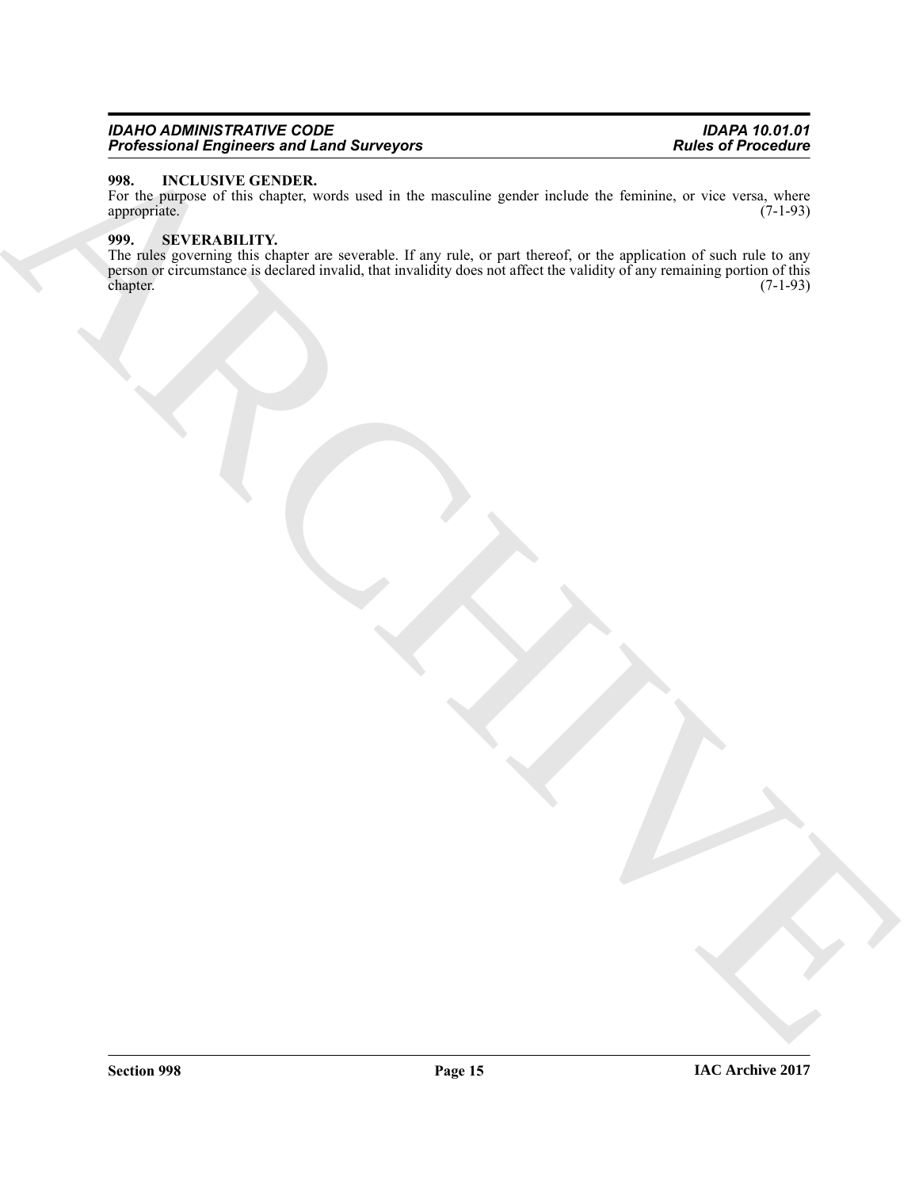### 998. INCLUSIVE GENDER.

For the purpose of this chapter, words used in the masculine gender include the feminine, or vice versa, where appropriate. (7-1-93)

### 999. SEVERABILITY.

The rules governing this chapter are severable. If any rule, or part thereof, or the application of such rule to any person or circumstance is declared invalid, that invalidity does not affect the validity of any remaining portion of this chapter. (7-1-93)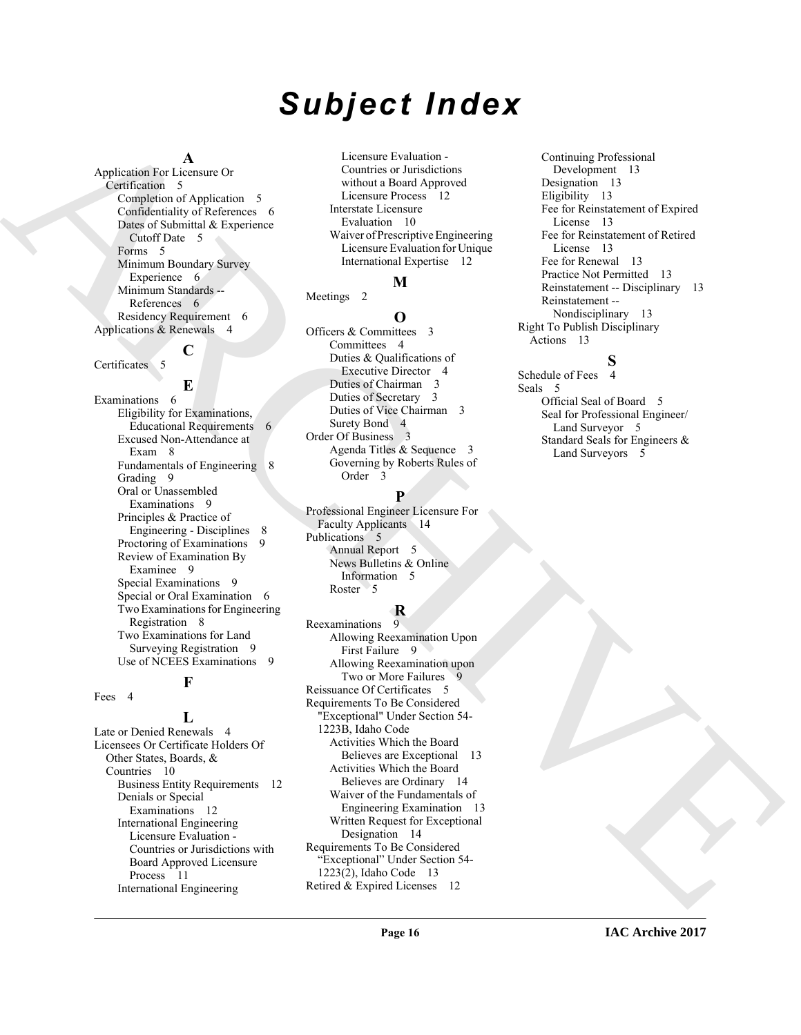# Subject Index

## A

Application For Licensure Or Certification 5
- Completion of Application 5
- Confidentiality of References 6
- Dates of Submittal & Experience Cutoff Date 5
- Forms 5
- Minimum Boundary Survey Experience 6
- Minimum Standards -- References 6
- Residency Requirement 6

Applications & Renewals 4

## C

Certificates 5

## E

Examinations 6
- Eligibility for Examinations, Educational Requirements 6
- Excused Non-Attendance at Exam 8
- Fundamentals of Engineering 8
- Grading 9
- Oral or Unassembled Examinations 9
- Principles & Practice of Engineering - Disciplines 8
- Proctoring of Examinations 9
- Review of Examination By Examinee 9
- Special Examinations 9
- Special or Oral Examination 6
- Two Examinations for Engineering Registration 8
- Two Examinations for Land Surveying Registration 9
- Use of NCEES Examinations 9

## F

Fees 4

## L

Late or Denied Renewals 4

Licensees Or Certificate Holders Of Other States, Boards, & Countries 10
- Business Entity Requirements 12
- Denials or Special Examinations 12
- International Engineering Licensure Evaluation - Countries or Jurisdictions with Board Approved Licensure Process 11
- International Engineering Licensure Evaluation - Countries or Jurisdictions without a Board Approved Licensure Process 12
- Interstate Licensure Evaluation 10
- Waiver of Prescriptive Engineering Licensure Evaluation for Unique International Expertise 12

## M

Meetings 2

## O

Officers & Committees 3
- Committees 4
- Duties & Qualifications of Executive Director 4
- Duties of Chairman 3
- Duties of Secretary 3
- Duties of Vice Chairman 3
- Surety Bond 4

Order Of Business 3
- Agenda Titles & Sequence 3
- Governing by Roberts Rules of Order 3

## P

Professional Engineer Licensure For Faculty Applicants 14

Publications 5
- Annual Report 5
- News Bulletins & Online Information 5
- Roster 5

## R

Reexaminations 9
- Allowing Reexamination Upon First Failure 9
- Allowing Reexamination upon Two or More Failures 9

Reissuance Of Certificates 5

Requirements To Be Considered "Exceptional" Under Section 54-1223B, Idaho Code
- Activities Which the Board Believes are Exceptional 13
- Activities Which the Board Believes are Ordinary 14
- Waiver of the Fundamentals of Engineering Examination 13
- Written Request for Exceptional Designation 14

Requirements To Be Considered "Exceptional" Under Section 54-1223(2), Idaho Code 13

Retired & Expired Licenses 12
- Continuing Professional Development 13
- Designation 13
- Eligibility 13
- Fee for Reinstatement of Expired License 13
- Fee for Reinstatement of Retired License 13
- Fee for Renewal 13
- Practice Not Permitted 13
- Reinstatement -- Disciplinary 13
- Reinstatement -- Nondisciplinary 13

Right To Publish Disciplinary Actions 13

## S

Schedule of Fees 4

Seals 5
- Official Seal of Board 5
- Seal for Professional Engineer/Land Surveyor 5
- Standard Seals for Engineers & Land Surveyors 5